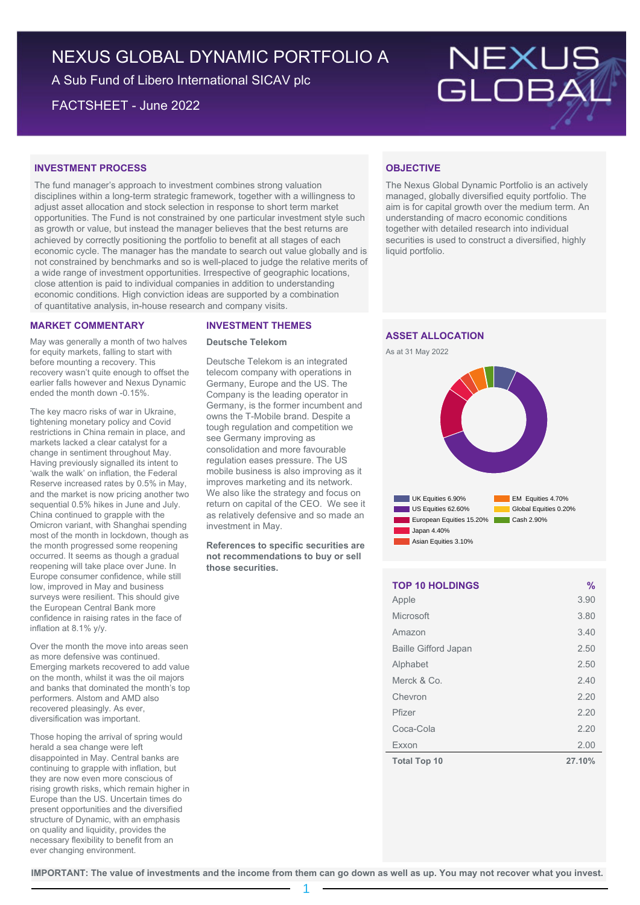# NEXUS GLOBAL DYNAMIC PORTFOLIO A

A Sub Fund of Libero International SICAV plc

FACTSHEET - June 2022

## INVESTMENT PROCESS

The fund manager's approach to investment combines strong valuation disciplines within a long-term strategic framework, together with a willingness to adjust asset allocation and stock selection in response to short term market opportunities. The Fund is not constrained by one particular investment style such as growth or value, but instead the manager believes that the best returns are achieved by correctly positioning the portfolio to benefit at all stages of each economic cycle. The manager has the mandate to search out value globally and is not constrained by benchmarks and so is well-placed to judge the relative merits of a wide range of investment opportunities. Irrespective of geographic locations, close attention is paid to individual companies in addition to understanding economic conditions. High conviction ideas are supported by a combination of quantitative analysis, in-house research and company visits.

## OBJECTIVE

The Nexus Global Dynamic Portfolio is an actively managed, globally diversified equity portfolio. The aim is for capital growth over the medium term. An understanding of macro economic conditions together with detailed research into individual securities is used to construct a diversified, highly liquid portfolio.

## MARKET COMMENTARY

May was generally a month of two halves for equity markets, falling to start with before mounting a recovery. This recovery wasn't quite enough to offset the earlier falls however and Nexus Dynamic ended the month down -0.15%.

The key macro risks of war in Ukraine, tightening monetary policy and Covid restrictions in China remain in place, and markets lacked a clear catalyst for a change in sentiment throughout May. Having previously signalled its intent to 'walk the walk' on inflation, the Federal Reserve increased rates by 0.5% in May, and the market is now pricing another two sequential 0.5% hikes in June and July. China continued to grapple with the Omicron variant, with Shanghai spending most of the month in lockdown, though as the month progressed some reopening occurred. It seems as though a gradual reopening will take place over June. In Europe consumer confidence, while still low, improved in May and business surveys were resilient. This should give the European Central Bank more confidence in raising rates in the face of inflation at 8.1% y/y.

Over the month the move into areas seen as more defensive was continued. Emerging markets recovered to add value on the month, whilst it was the oil majors and banks that dominated the month's top performers. Alstom and AMD also recovered pleasingly. As ever, diversification was important.

Those hoping the arrival of spring would herald a sea change were left disappointed in May. Central banks are continuing to grapple with inflation, but they are now even more conscious of rising growth risks, which remain higher in Europe than the US. Uncertain times do present opportunities and the diversified structure of Dynamic, with an emphasis on quality and liquidity, provides the necessary flexibility to benefit from an ever changing environment.

## INVESTMENT THEMES

### Deutsche Telekom

Deutsche Telekom is an integrated telecom company with operations in Germany, Europe and the US. The Company is the leading operator in Germany, is the former incumbent and owns the T-Mobile brand. Despite a tough regulation and competition we see Germany improving as consolidation and more favourable regulation eases pressure. The US mobile business is also improving as it improves marketing and its network. We also like the strategy and focus on return on capital of the CEO. We see it as relatively defensive and so made an investment in May.

**References to specific securities are not recommendations to buy or sell those securities.**

## ASSET ALLOCATION

As at 31 May 2022

| Asset Class | % |
|---|---|
| UK Equities | 6.90% |
| US Equities | 62.60% |
| European Equities | 15.20% |
| Japan | 4.40% |
| Asian Equities | 3.10% |
| EM Equities | 4.70% |
| Global Equities | 0.20% |
| Cash | 2.90% |

## TOP 10 HOLDINGS

| TOP 10 HOLDINGS | % |
|---|---|
| Apple | 3.90 |
| Microsoft | 3.80 |
| Amazon | 3.40 |
| Baille Gifford Japan | 2.50 |
| Alphabet | 2.50 |
| Merck & Co. | 2.40 |
| Chevron | 2.20 |
| Pfizer | 2.20 |
| Coca-Cola | 2.20 |
| Exxon | 2.00 |
| **Total Top 10** | **27.10%** |

**IMPORTANT: The value of investments and the income from them can go down as well as up. You may not recover what you invest.**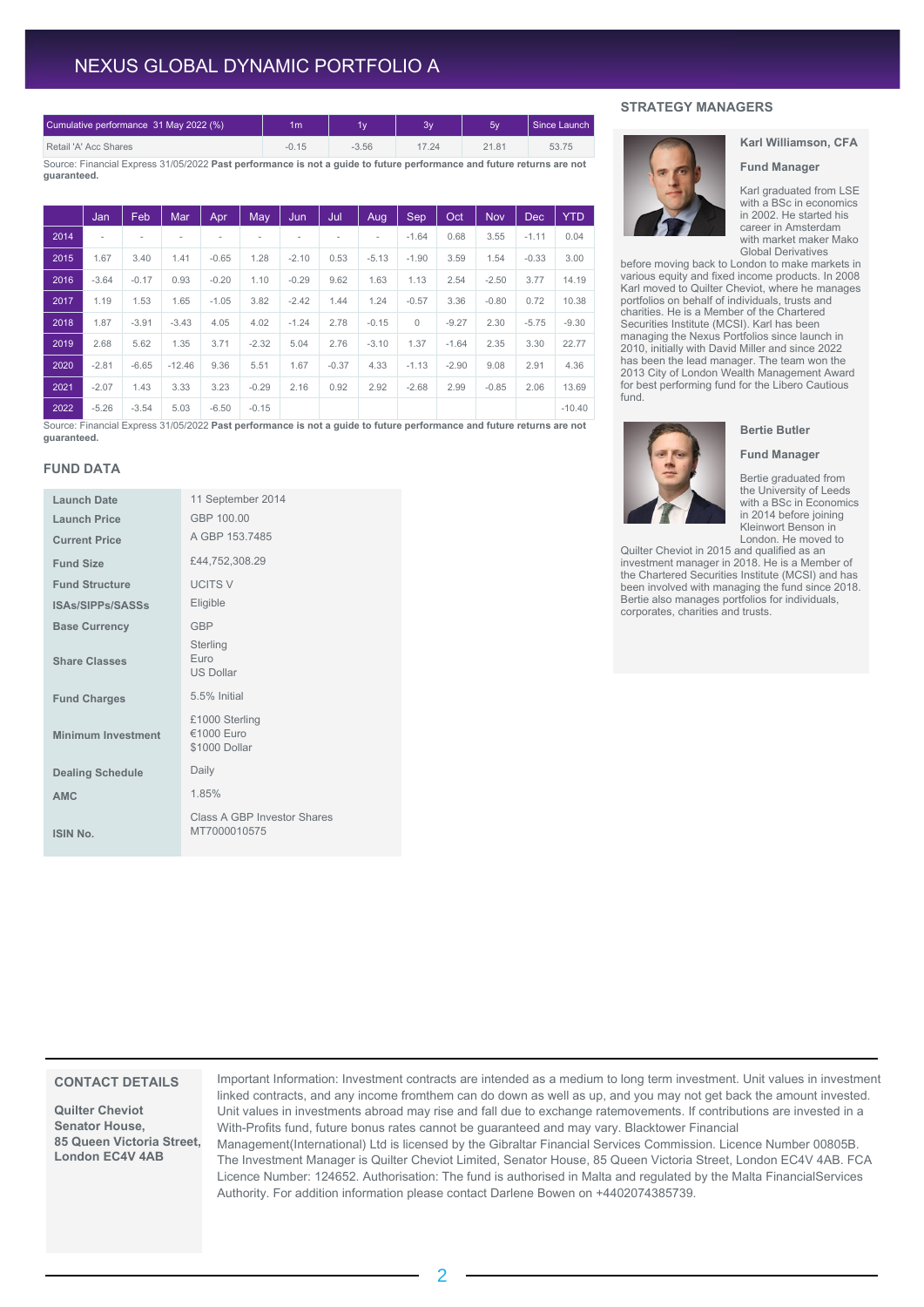# NEXUS GLOBAL DYNAMIC PORTFOLIO A

| Cumulative performance 31 May 2022 (%) | 1m | 1y | 3y | 5y | Since Launch |
|---|---|---|---|---|---|
| Retail 'A' Acc Shares | -0.15 | -3.56 | 17.24 | 21.81 | 53.75 |

Source: Financial Express 31/05/2022 **Past performance is not a guide to future performance and future returns are not guaranteed.**

| | Jan | Feb | Mar | Apr | May | Jun | Jul | Aug | Sep | Oct | Nov | Dec | YTD |
|---|---|---|---|---|---|---|---|---|---|---|---|---|---|
| 2014 | - | - | - | - | - | - | - | - | -1.64 | 0.68 | 3.55 | -1.11 | 0.04 |
| 2015 | 1.67 | 3.40 | 1.41 | -0.65 | 1.28 | -2.10 | 0.53 | -5.13 | -1.90 | 3.59 | 1.54 | -0.33 | 3.00 |
| 2016 | -3.64 | -0.17 | 0.93 | -0.20 | 1.10 | -0.29 | 9.62 | 1.63 | 1.13 | 2.54 | -2.50 | 3.77 | 14.19 |
| 2017 | 1.19 | 1.53 | 1.65 | -1.05 | 3.82 | -2.42 | 1.44 | 1.24 | -0.57 | 3.36 | -0.80 | 0.72 | 10.38 |
| 2018 | 1.87 | -3.91 | -3.43 | 4.05 | 4.02 | -1.24 | 2.78 | -0.15 | 0 | -9.27 | 2.30 | -5.75 | -9.30 |
| 2019 | 2.68 | 5.62 | 1.35 | 3.71 | -2.32 | 5.04 | 2.76 | -3.10 | 1.37 | -1.64 | 2.35 | 3.30 | 22.77 |
| 2020 | -2.81 | -6.65 | -12.46 | 9.36 | 5.51 | 1.67 | -0.37 | 4.33 | -1.13 | -2.90 | 9.08 | 2.91 | 4.36 |
| 2021 | -2.07 | 1.43 | 3.33 | 3.23 | -0.29 | 2.16 | 0.92 | 2.92 | -2.68 | 2.99 | -0.85 | 2.06 | 13.69 |
| 2022 | -5.26 | -3.54 | 5.03 | -6.50 | -0.15 | | | | | | | | -10.40 |

Source: Financial Express 31/05/2022 **Past performance is not a guide to future performance and future returns are not guaranteed.**

## FUND DATA

| | |
|---|---|
| **Launch Date** | 11 September 2014 |
| **Launch Price** | GBP 100.00 |
| **Current Price** | A GBP 153.7485 |
| **Fund Size** | £44,752,308.29 |
| **Fund Structure** | UCITS V |
| **ISAs/SIPPs/SASSs** | Eligible |
| **Base Currency** | GBP |
| **Share Classes** | Sterling<br>Euro<br>US Dollar |
| **Fund Charges** | 5.5% Initial |
| **Minimum Investment** | £1000 Sterling<br>€1000 Euro<br>$1000 Dollar |
| **Dealing Schedule** | Daily |
| **AMC** | 1.85% |
| **ISIN No.** | Class A GBP Investor Shares<br>MT7000010575 |

## STRATEGY MANAGERS

### Karl Williamson, CFA

**Fund Manager**

Karl graduated from LSE with a BSc in economics in 2002. He started his career in Amsterdam with market maker Mako Global Derivatives before moving back to London to make markets in various equity and fixed income products. In 2008 Karl moved to Quilter Cheviot, where he manages portfolios on behalf of individuals, trusts and charities. He is a Member of the Chartered Securities Institute (MCSI). Karl has been managing the Nexus Portfolios since launch in 2010, initially with David Miller and since 2022 has been the lead manager. The team won the 2013 City of London Wealth Management Award for best performing fund for the Libero Cautious fund.

### Bertie Butler

**Fund Manager**

Bertie graduated from the University of Leeds with a BSc in Economics in 2014 before joining Kleinwort Benson in London. He moved to Quilter Cheviot in 2015 and qualified as an investment manager in 2018. He is a Member of the Chartered Securities Institute (MCSI) and has been involved with managing the fund since 2018. Bertie also manages portfolios for individuals, corporates, charities and trusts.

## CONTACT DETAILS

**Quilter Cheviot**
**Senator House,**
**85 Queen Victoria Street,**
**London EC4V 4AB**

Important Information: Investment contracts are intended as a medium to long term investment. Unit values in investment linked contracts, and any income fromthem can do down as well as up, and you may not get back the amount invested. Unit values in investments abroad may rise and fall due to exchange ratemovements. If contributions are invested in a With-Profits fund, future bonus rates cannot be guaranteed and may vary. Blacktower Financial Management(International) Ltd is licensed by the Gibraltar Financial Services Commission. Licence Number 00805B. The Investment Manager is Quilter Cheviot Limited, Senator House, 85 Queen Victoria Street, London EC4V 4AB. FCA Licence Number: 124652. Authorisation: The fund is authorised in Malta and regulated by the Malta FinancialServices Authority. For addition information please contact Darlene Bowen on +4402074385739.